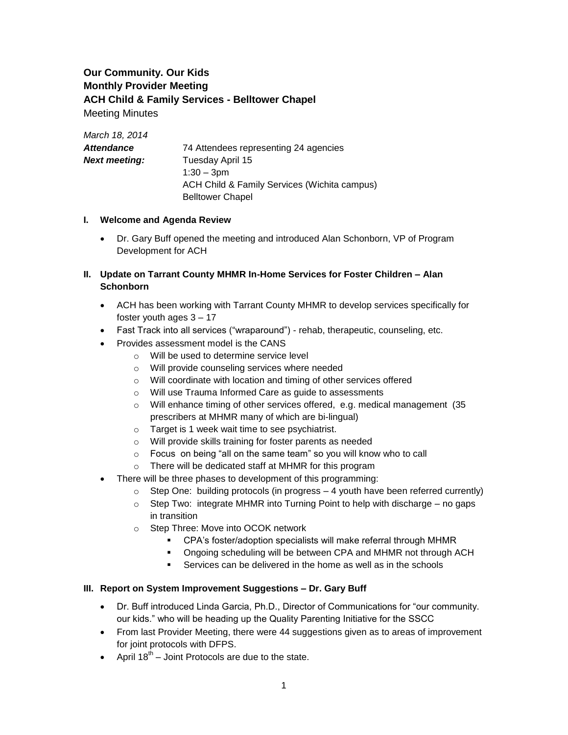**Our Community. Our Kids**
**Monthly Provider Meeting**
**ACH Child & Family Services - Belltower Chapel**
Meeting Minutes

*March 18, 2014*

***Attendance*** 74 Attendees representing 24 agencies

***Next meeting:*** Tuesday April 15
1:30 – 3pm
ACH Child & Family Services (Wichita campus)
Belltower Chapel

## I. Welcome and Agenda Review

- Dr. Gary Buff opened the meeting and introduced Alan Schonborn, VP of Program Development for ACH

## II. Update on Tarrant County MHMR In-Home Services for Foster Children – Alan Schonborn

- ACH has been working with Tarrant County MHMR to develop services specifically for foster youth ages 3 – 17
- Fast Track into all services ("wraparound") - rehab, therapeutic, counseling, etc.
- Provides assessment model is the CANS
  - Will be used to determine service level
  - Will provide counseling services where needed
  - Will coordinate with location and timing of other services offered
  - Will use Trauma Informed Care as guide to assessments
  - Will enhance timing of other services offered, e.g. medical management (35 prescribers at MHMR many of which are bi-lingual)
  - Target is 1 week wait time to see psychiatrist.
  - Will provide skills training for foster parents as needed
  - Focus on being "all on the same team" so you will know who to call
  - There will be dedicated staff at MHMR for this program
- There will be three phases to development of this programming:
  - Step One: building protocols (in progress – 4 youth have been referred currently)
  - Step Two: integrate MHMR into Turning Point to help with discharge – no gaps in transition
  - Step Three: Move into OCOK network
    - CPA's foster/adoption specialists will make referral through MHMR
    - Ongoing scheduling will be between CPA and MHMR not through ACH
    - Services can be delivered in the home as well as in the schools

## III. Report on System Improvement Suggestions – Dr. Gary Buff

- Dr. Buff introduced Linda Garcia, Ph.D., Director of Communications for "our community. our kids." who will be heading up the Quality Parenting Initiative for the SSCC
- From last Provider Meeting, there were 44 suggestions given as to areas of improvement for joint protocols with DFPS.
- April 18th – Joint Protocols are due to the state.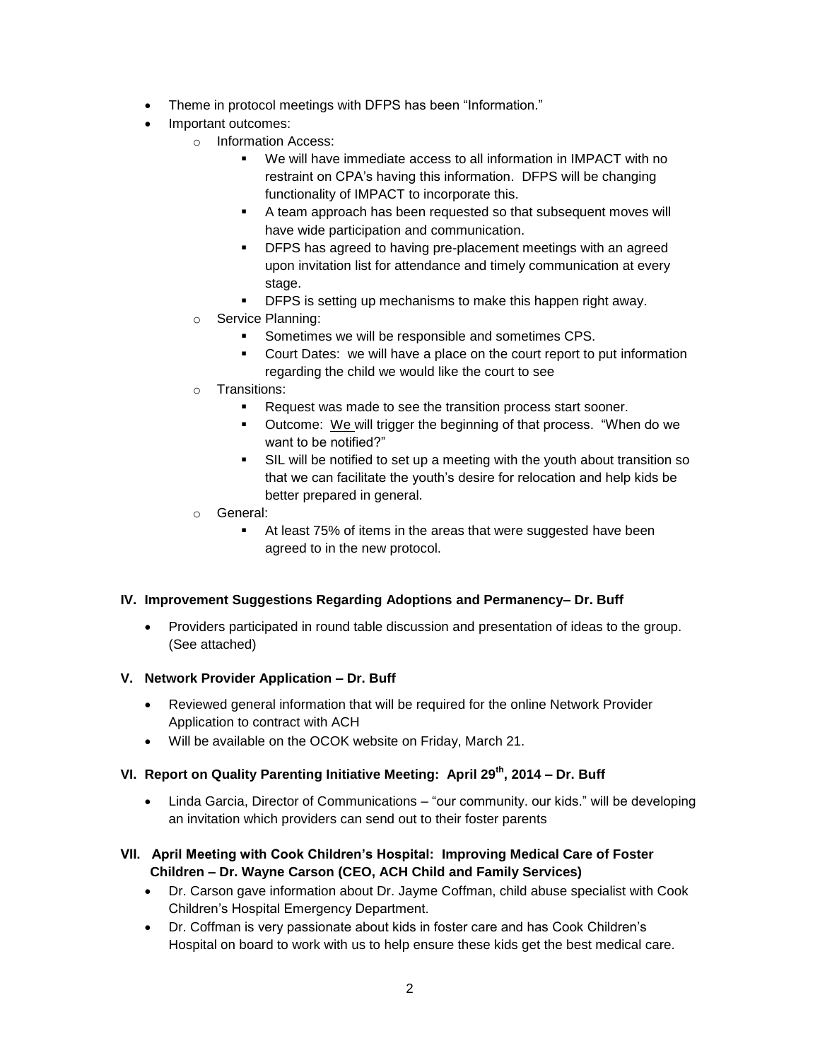- Theme in protocol meetings with DFPS has been "Information."
- Important outcomes:
  - Information Access:
    - We will have immediate access to all information in IMPACT with no restraint on CPA's having this information. DFPS will be changing functionality of IMPACT to incorporate this.
    - A team approach has been requested so that subsequent moves will have wide participation and communication.
    - DFPS has agreed to having pre-placement meetings with an agreed upon invitation list for attendance and timely communication at every stage.
    - DFPS is setting up mechanisms to make this happen right away.
  - Service Planning:
    - Sometimes we will be responsible and sometimes CPS.
    - Court Dates: we will have a place on the court report to put information regarding the child we would like the court to see
  - Transitions:
    - Request was made to see the transition process start sooner.
    - Outcome: <u>We</u> will trigger the beginning of that process. "When do we want to be notified?"
    - SIL will be notified to set up a meeting with the youth about transition so that we can facilitate the youth's desire for relocation and help kids be better prepared in general.
  - General:
    - At least 75% of items in the areas that were suggested have been agreed to in the new protocol.

### IV. Improvement Suggestions Regarding Adoptions and Permanency– Dr. Buff

- Providers participated in round table discussion and presentation of ideas to the group. (See attached)

### V. Network Provider Application – Dr. Buff

- Reviewed general information that will be required for the online Network Provider Application to contract with ACH
- Will be available on the OCOK website on Friday, March 21.

### VI. Report on Quality Parenting Initiative Meeting: April 29th, 2014 – Dr. Buff

- Linda Garcia, Director of Communications – "our community. our kids." will be developing an invitation which providers can send out to their foster parents

### VII. April Meeting with Cook Children's Hospital: Improving Medical Care of Foster Children – Dr. Wayne Carson (CEO, ACH Child and Family Services)

- Dr. Carson gave information about Dr. Jayme Coffman, child abuse specialist with Cook Children's Hospital Emergency Department.
- Dr. Coffman is very passionate about kids in foster care and has Cook Children's Hospital on board to work with us to help ensure these kids get the best medical care.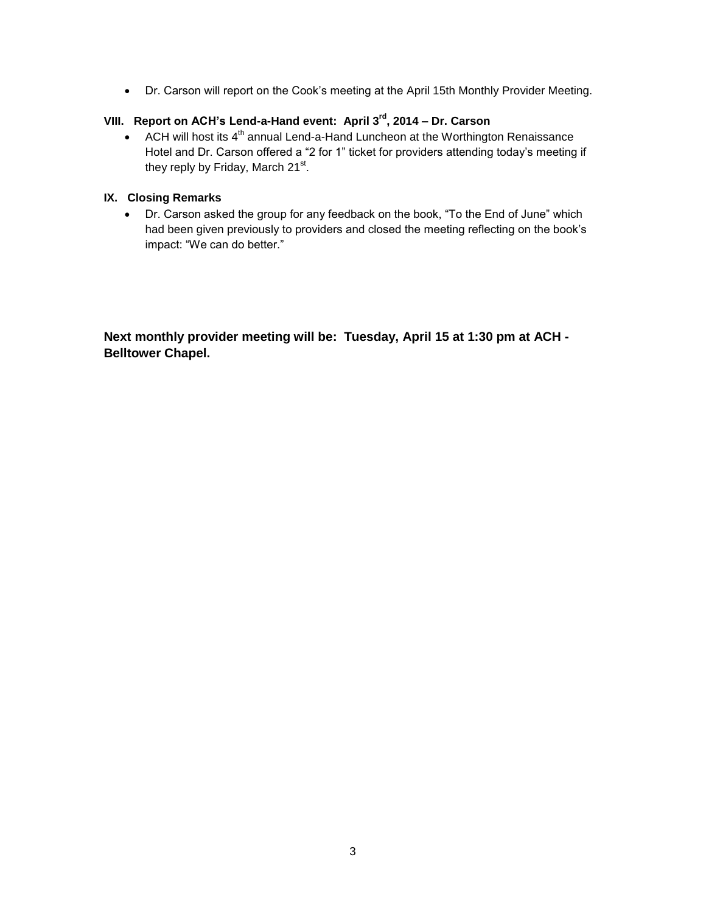- Dr. Carson will report on the Cook's meeting at the April 15th Monthly Provider Meeting.

### VIII. Report on ACH's Lend-a-Hand event: April 3rd, 2014 – Dr. Carson

- ACH will host its 4th annual Lend-a-Hand Luncheon at the Worthington Renaissance Hotel and Dr. Carson offered a "2 for 1" ticket for providers attending today's meeting if they reply by Friday, March 21st.

### IX. Closing Remarks

- Dr. Carson asked the group for any feedback on the book, "To the End of June" which had been given previously to providers and closed the meeting reflecting on the book's impact: "We can do better."

**Next monthly provider meeting will be: Tuesday, April 15 at 1:30 pm at ACH - Belltower Chapel.**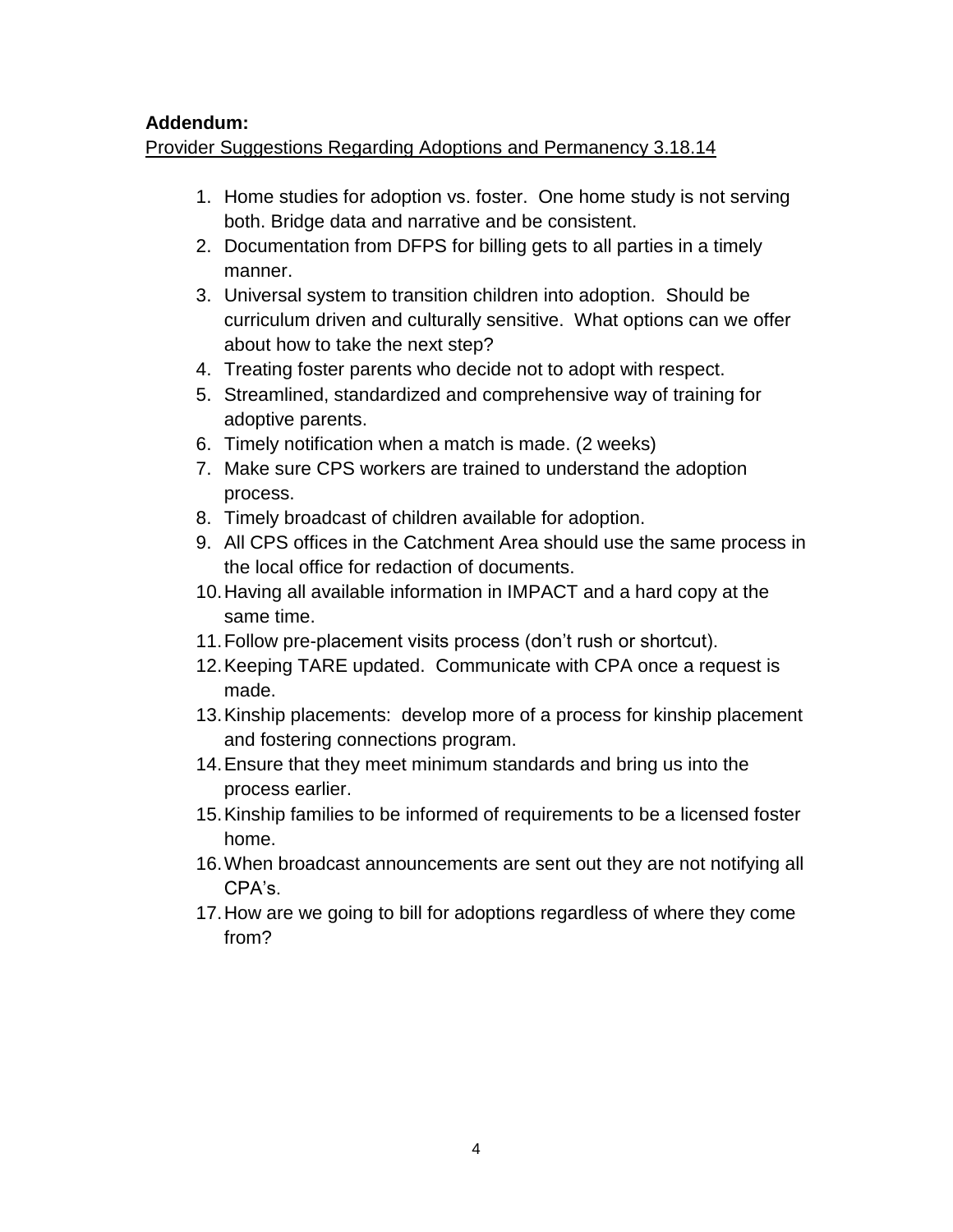**Addendum:**

Provider Suggestions Regarding Adoptions and Permanency 3.18.14

1. Home studies for adoption vs. foster. One home study is not serving both. Bridge data and narrative and be consistent.
2. Documentation from DFPS for billing gets to all parties in a timely manner.
3. Universal system to transition children into adoption. Should be curriculum driven and culturally sensitive. What options can we offer about how to take the next step?
4. Treating foster parents who decide not to adopt with respect.
5. Streamlined, standardized and comprehensive way of training for adoptive parents.
6. Timely notification when a match is made. (2 weeks)
7. Make sure CPS workers are trained to understand the adoption process.
8. Timely broadcast of children available for adoption.
9. All CPS offices in the Catchment Area should use the same process in the local office for redaction of documents.
10. Having all available information in IMPACT and a hard copy at the same time.
11. Follow pre-placement visits process (don't rush or shortcut).
12. Keeping TARE updated. Communicate with CPA once a request is made.
13. Kinship placements: develop more of a process for kinship placement and fostering connections program.
14. Ensure that they meet minimum standards and bring us into the process earlier.
15. Kinship families to be informed of requirements to be a licensed foster home.
16. When broadcast announcements are sent out they are not notifying all CPA's.
17. How are we going to bill for adoptions regardless of where they come from?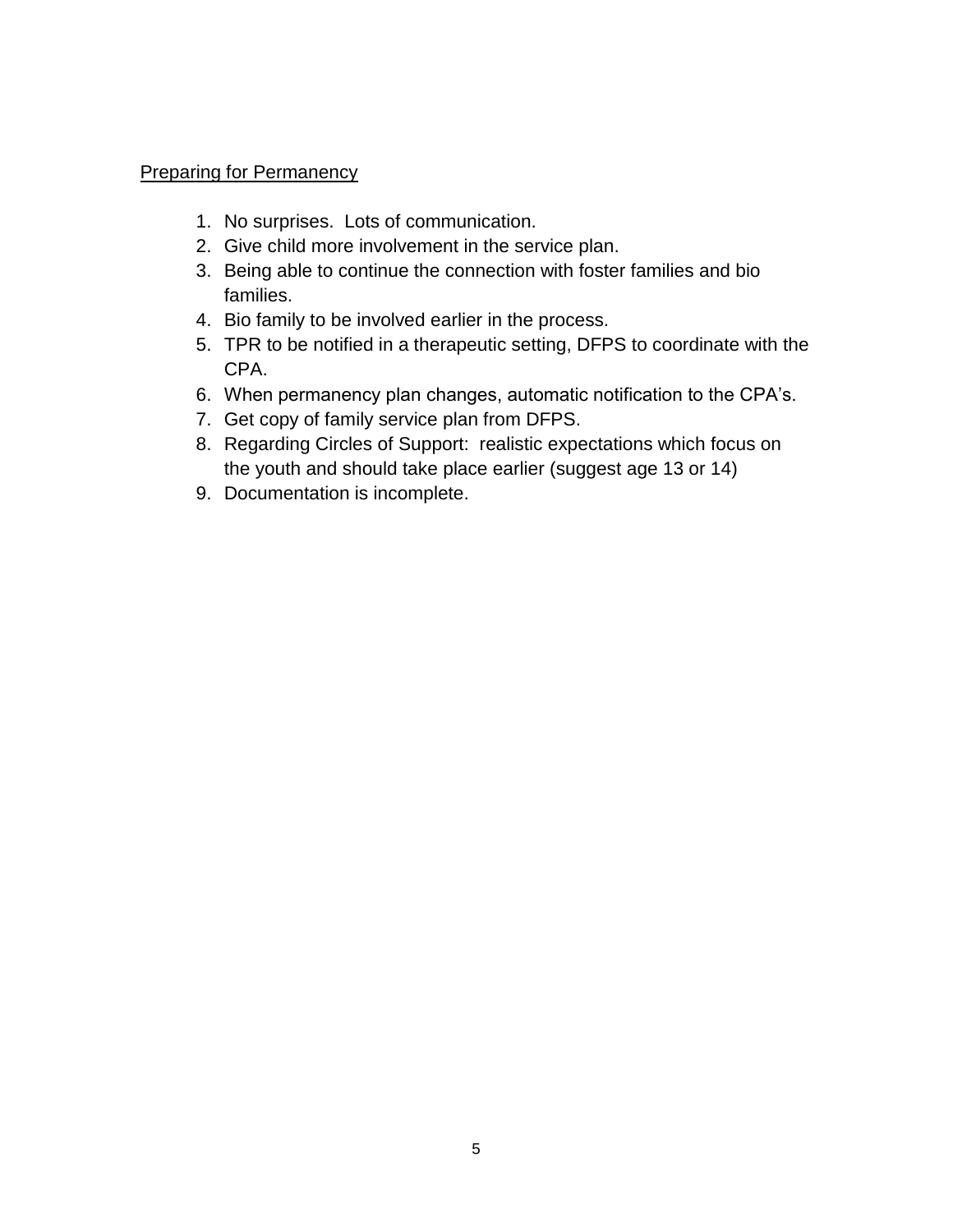<u>Preparing for Permanency</u>

1. No surprises.  Lots of communication.
2. Give child more involvement in the service plan.
3. Being able to continue the connection with foster families and bio families.
4. Bio family to be involved earlier in the process.
5. TPR to be notified in a therapeutic setting, DFPS to coordinate with the CPA.
6. When permanency plan changes, automatic notification to the CPA's.
7. Get copy of family service plan from DFPS.
8. Regarding Circles of Support:  realistic expectations which focus on the youth and should take place earlier (suggest age 13 or 14)
9. Documentation is incomplete.